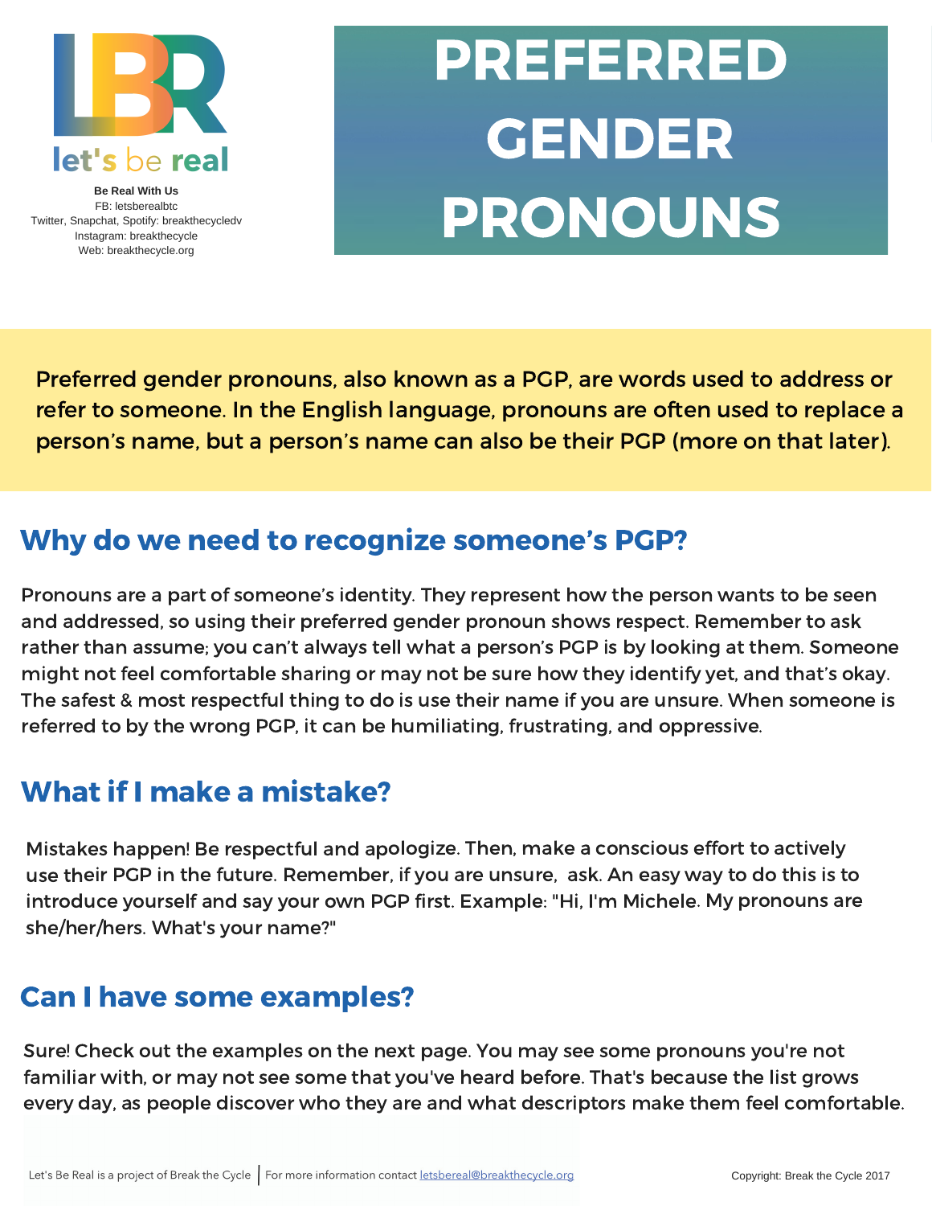let's be real

**Be Real With Us**
FB: letsberealbtc
Twitter, Snapchat, Spotify: breakthecycledv
Instagram: breakthecycle
Web: breakthecycle.org

# PREFERRED GENDER PRONOUNS

Preferred gender pronouns, also known as a PGP, are words used to address or refer to someone. In the English language, pronouns are often used to replace a person's name, but a person's name can also be their PGP (more on that later).

## Why do we need to recognize someone's PGP?

Pronouns are a part of someone's identity. They represent how the person wants to be seen and addressed, so using their preferred gender pronoun shows respect. Remember to ask rather than assume; you can't always tell what a person's PGP is by looking at them. Someone might not feel comfortable sharing or may not be sure how they identify yet, and that's okay. The safest & most respectful thing to do is use their name if you are unsure. When someone is referred to by the wrong PGP, it can be humiliating, frustrating, and oppressive.

## What if I make a mistake?

Mistakes happen! Be respectful and apologize. Then, make a conscious effort to actively use their PGP in the future. Remember, if you are unsure, ask. An easy way to do this is to introduce yourself and say your own PGP first. Example: "Hi, I'm Michele. My pronouns are she/her/hers. What's your name?"

## Can I have some examples?

Sure! Check out the examples on the next page. You may see some pronouns you're not familiar with, or may not see some that you've heard before. That's because the list grows every day, as people discover who they are and what descriptors make them feel comfortable.

Let's Be Real is a project of Break the Cycle | For more information contact letsbereal@breakthecycle.org

Copyright: Break the Cycle 2017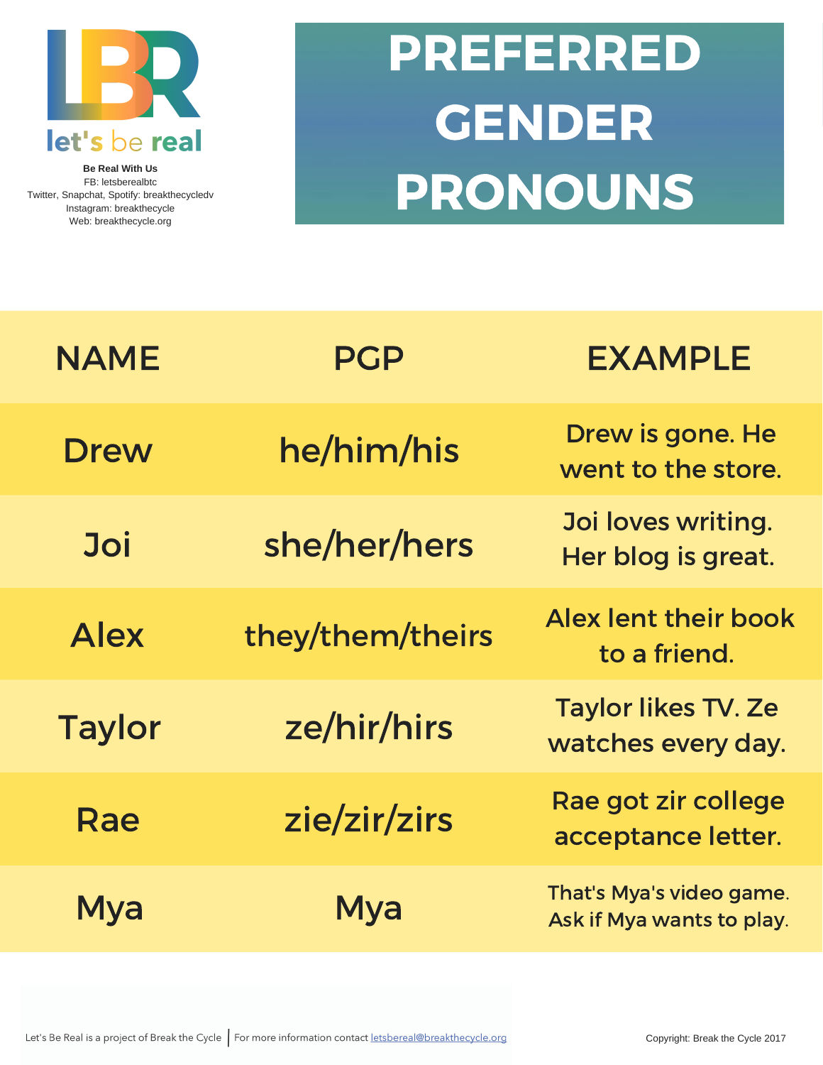let's be real

**Be Real With Us**
FB: letsberealbtc
Twitter, Snapchat, Spotify: breakthecycledv
Instagram: breakthecycle
Web: breakthecycle.org

# PREFERRED GENDER PRONOUNS

| NAME | PGP | EXAMPLE |
|---|---|---|
| Drew | he/him/his | Drew is gone. He went to the store. |
| Joi | she/her/hers | Joi loves writing. Her blog is great. |
| Alex | they/them/theirs | Alex lent their book to a friend. |
| Taylor | ze/hir/hirs | Taylor likes TV. Ze watches every day. |
| Rae | zie/zir/zirs | Rae got zir college acceptance letter. |
| Mya | Mya | That's Mya's video game. Ask if Mya wants to play. |

Let's Be Real is a project of Break the Cycle | For more information contact letsbereal@breakthecycle.org

Copyright: Break the Cycle 2017